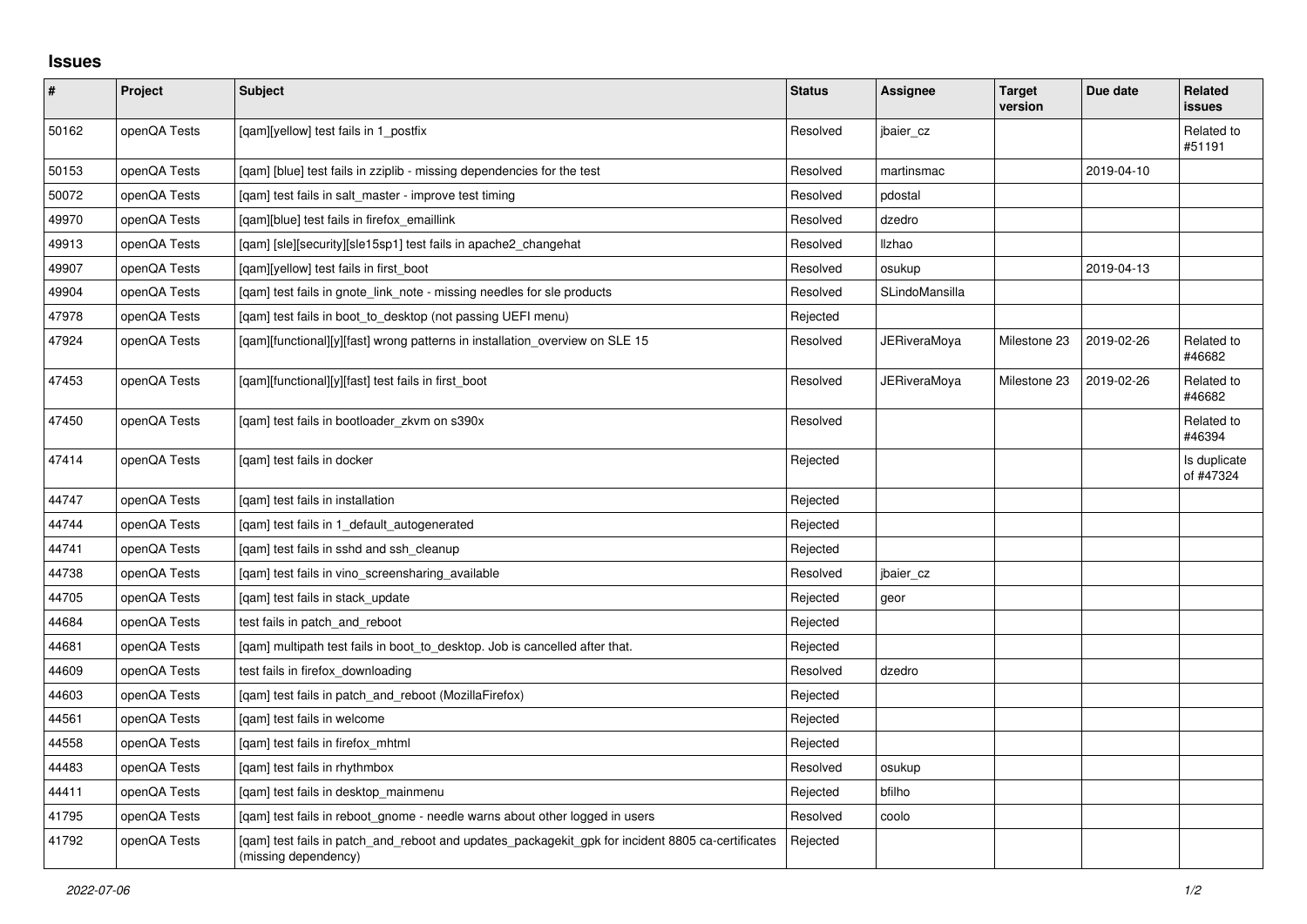## Issues

| # | Project | Subject | Status | Assignee | Target version | Due date | Related issues |
|---|---|---|---|---|---|---|---|
| 50162 | openQA Tests | [qam][yellow] test fails in 1_postfix | Resolved | jbaier_cz | | | Related to #51191 |
| 50153 | openQA Tests | [qam] [blue] test fails in zziplib - missing dependencies for the test | Resolved | martinsmac | | 2019-04-10 | |
| 50072 | openQA Tests | [qam] test fails in salt_master - improve test timing | Resolved | pdostal | | | |
| 49970 | openQA Tests | [qam][blue] test fails in firefox_emaillink | Resolved | dzedro | | | |
| 49913 | openQA Tests | [qam] [sle][security][sle15sp1] test fails in apache2_changehat | Resolved | llzhao | | | |
| 49907 | openQA Tests | [qam][yellow] test fails in first_boot | Resolved | osukup | | 2019-04-13 | |
| 49904 | openQA Tests | [qam] test fails in gnote_link_note - missing needles for sle products | Resolved | SLindoMansilla | | | |
| 47978 | openQA Tests | [qam] test fails in boot_to_desktop (not passing UEFI menu) | Rejected | | | | |
| 47924 | openQA Tests | [qam][functional][y][fast] wrong patterns in installation_overview on SLE 15 | Resolved | JERiveraMoya | Milestone 23 | 2019-02-26 | Related to #46682 |
| 47453 | openQA Tests | [qam][functional][y][fast] test fails in first_boot | Resolved | JERiveraMoya | Milestone 23 | 2019-02-26 | Related to #46682 |
| 47450 | openQA Tests | [qam] test fails in bootloader_zkvm on s390x | Resolved | | | | Related to #46394 |
| 47414 | openQA Tests | [qam] test fails in docker | Rejected | | | | Is duplicate of #47324 |
| 44747 | openQA Tests | [qam] test fails in installation | Rejected | | | | |
| 44744 | openQA Tests | [qam] test fails in 1_default_autogenerated | Rejected | | | | |
| 44741 | openQA Tests | [qam] test fails in sshd and ssh_cleanup | Rejected | | | | |
| 44738 | openQA Tests | [qam] test fails in vino_screensharing_available | Resolved | jbaier_cz | | | |
| 44705 | openQA Tests | [qam] test fails in stack_update | Rejected | geor | | | |
| 44684 | openQA Tests | test fails in patch_and_reboot | Rejected | | | | |
| 44681 | openQA Tests | [qam] multipath test fails in boot_to_desktop. Job is cancelled after that. | Rejected | | | | |
| 44609 | openQA Tests | test fails in firefox_downloading | Resolved | dzedro | | | |
| 44603 | openQA Tests | [qam] test fails in patch_and_reboot (MozillaFirefox) | Rejected | | | | |
| 44561 | openQA Tests | [qam] test fails in welcome | Rejected | | | | |
| 44558 | openQA Tests | [qam] test fails in firefox_mhtml | Rejected | | | | |
| 44483 | openQA Tests | [qam] test fails in rhythmbox | Resolved | osukup | | | |
| 44411 | openQA Tests | [qam] test fails in desktop_mainmenu | Rejected | bfilho | | | |
| 41795 | openQA Tests | [qam] test fails in reboot_gnome - needle warns about other logged in users | Resolved | coolo | | | |
| 41792 | openQA Tests | [qam] test fails in patch_and_reboot and updates_packagekit_gpk for incident 8805 ca-certificates (missing dependency) | Rejected | | | | |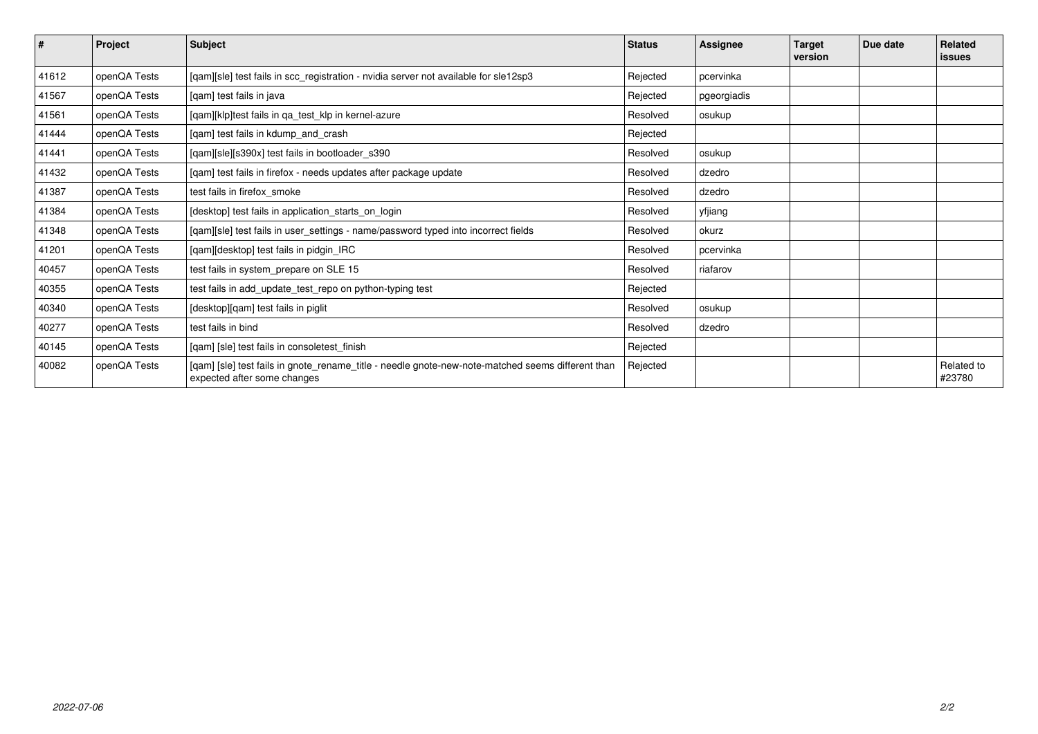| # | Project | Subject | Status | Assignee | Target version | Due date | Related issues |
|---|---|---|---|---|---|---|---|
| 41612 | openQA Tests | [qam][sle] test fails in scc_registration - nvidia server not available for sle12sp3 | Rejected | pcervinka | | | |
| 41567 | openQA Tests | [qam] test fails in java | Rejected | pgeorgiadis | | | |
| 41561 | openQA Tests | [qam][klp]test fails in qa_test_klp in kernel-azure | Resolved | osukup | | | |
| 41444 | openQA Tests | [qam] test fails in kdump_and_crash | Rejected | | | | |
| 41441 | openQA Tests | [qam][sle][s390x] test fails in bootloader_s390 | Resolved | osukup | | | |
| 41432 | openQA Tests | [qam] test fails in firefox - needs updates after package update | Resolved | dzedro | | | |
| 41387 | openQA Tests | test fails in firefox_smoke | Resolved | dzedro | | | |
| 41384 | openQA Tests | [desktop] test fails in application_starts_on_login | Resolved | yfjiang | | | |
| 41348 | openQA Tests | [qam][sle] test fails in user_settings - name/password typed into incorrect fields | Resolved | okurz | | | |
| 41201 | openQA Tests | [qam][desktop] test fails in pidgin_IRC | Resolved | pcervinka | | | |
| 40457 | openQA Tests | test fails in system_prepare on SLE 15 | Resolved | riafarov | | | |
| 40355 | openQA Tests | test fails in add_update_test_repo on python-typing test | Rejected | | | | |
| 40340 | openQA Tests | [desktop][qam] test fails in piglit | Resolved | osukup | | | |
| 40277 | openQA Tests | test fails in bind | Resolved | dzedro | | | |
| 40145 | openQA Tests | [qam] [sle] test fails in consoletest_finish | Rejected | | | | |
| 40082 | openQA Tests | [qam] [sle] test fails in gnote_rename_title - needle gnote-new-note-matched seems different than expected after some changes | Rejected | | | | Related to #23780 |